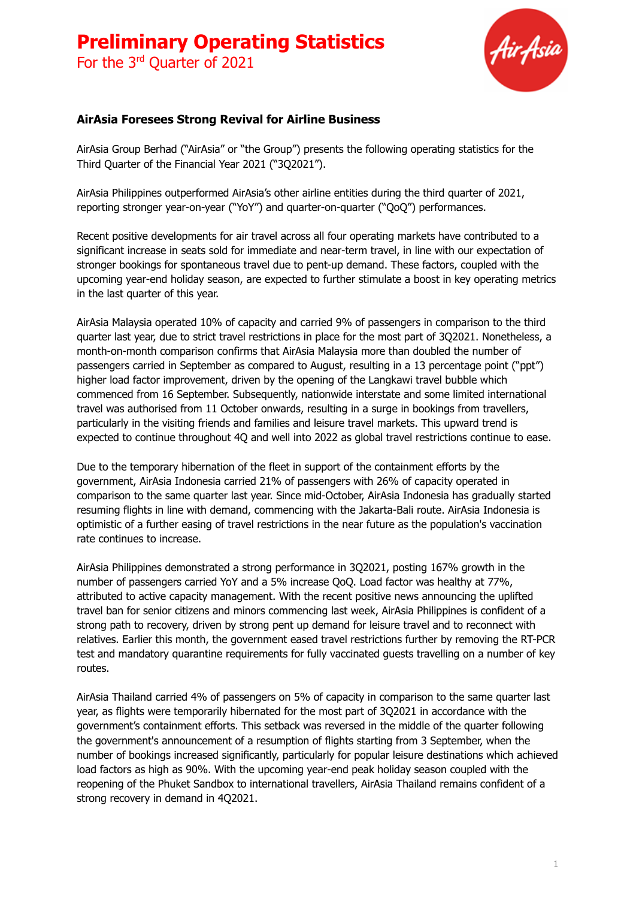# Preliminary Operating Statistics

For the 3rd Quarter of 2021

**AirAsia Foresees Strong Revival for Airline Business**

AirAsia Group Berhad ("AirAsia" or "the Group") presents the following operating statistics for the Third Quarter of the Financial Year 2021 ("3Q2021").

AirAsia Philippines outperformed AirAsia's other airline entities during the third quarter of 2021, reporting stronger year-on-year ("YoY") and quarter-on-quarter ("QoQ") performances.

Recent positive developments for air travel across all four operating markets have contributed to a significant increase in seats sold for immediate and near-term travel, in line with our expectation of stronger bookings for spontaneous travel due to pent-up demand. These factors, coupled with the upcoming year-end holiday season, are expected to further stimulate a boost in key operating metrics in the last quarter of this year.

AirAsia Malaysia operated 10% of capacity and carried 9% of passengers in comparison to the third quarter last year, due to strict travel restrictions in place for the most part of 3Q2021. Nonetheless, a month-on-month comparison confirms that AirAsia Malaysia more than doubled the number of passengers carried in September as compared to August, resulting in a 13 percentage point ("ppt") higher load factor improvement, driven by the opening of the Langkawi travel bubble which commenced from 16 September. Subsequently, nationwide interstate and some limited international travel was authorised from 11 October onwards, resulting in a surge in bookings from travellers, particularly in the visiting friends and families and leisure travel markets. This upward trend is expected to continue throughout 4Q and well into 2022 as global travel restrictions continue to ease.

Due to the temporary hibernation of the fleet in support of the containment efforts by the government, AirAsia Indonesia carried 21% of passengers with 26% of capacity operated in comparison to the same quarter last year. Since mid-October, AirAsia Indonesia has gradually started resuming flights in line with demand, commencing with the Jakarta-Bali route. AirAsia Indonesia is optimistic of a further easing of travel restrictions in the near future as the population's vaccination rate continues to increase.

AirAsia Philippines demonstrated a strong performance in 3Q2021, posting 167% growth in the number of passengers carried YoY and a 5% increase QoQ. Load factor was healthy at 77%, attributed to active capacity management. With the recent positive news announcing the uplifted travel ban for senior citizens and minors commencing last week, AirAsia Philippines is confident of a strong path to recovery, driven by strong pent up demand for leisure travel and to reconnect with relatives. Earlier this month, the government eased travel restrictions further by removing the RT-PCR test and mandatory quarantine requirements for fully vaccinated guests travelling on a number of key routes.

AirAsia Thailand carried 4% of passengers on 5% of capacity in comparison to the same quarter last year, as flights were temporarily hibernated for the most part of 3Q2021 in accordance with the government's containment efforts. This setback was reversed in the middle of the quarter following the government's announcement of a resumption of flights starting from 3 September, when the number of bookings increased significantly, particularly for popular leisure destinations which achieved load factors as high as 90%. With the upcoming year-end peak holiday season coupled with the reopening of the Phuket Sandbox to international travellers, AirAsia Thailand remains confident of a strong recovery in demand in 4Q2021.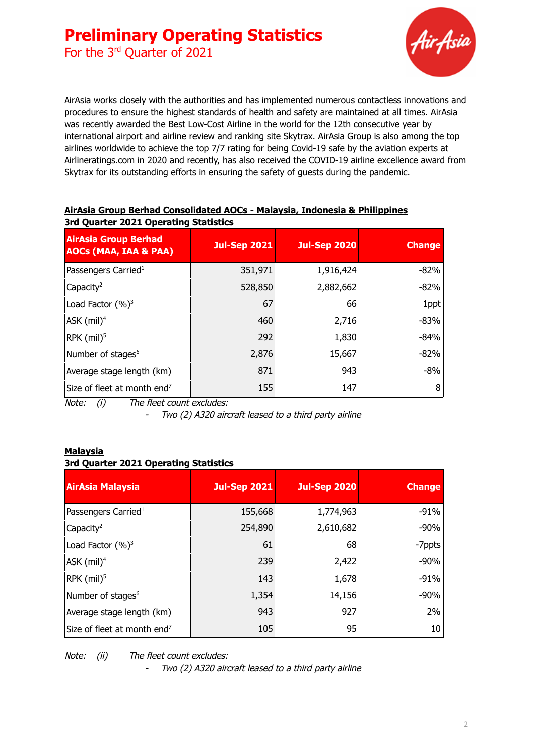# Preliminary Operating Statistics

For the 3rd Quarter of 2021

AirAsia works closely with the authorities and has implemented numerous contactless innovations and procedures to ensure the highest standards of health and safety are maintained at all times. AirAsia was recently awarded the Best Low-Cost Airline in the world for the 12th consecutive year by international airport and airline review and ranking site Skytrax. AirAsia Group is also among the top airlines worldwide to achieve the top 7/7 rating for being Covid-19 safe by the aviation experts at Airlineratings.com in 2020 and recently, has also received the COVID-19 airline excellence award from Skytrax for its outstanding efforts in ensuring the safety of guests during the pandemic.

**AirAsia Group Berhad Consolidated AOCs - Malaysia, Indonesia & Philippines**
**3rd Quarter 2021 Operating Statistics**

| AirAsia Group Berhad AOCs (MAA, IAA & PAA) | Jul-Sep 2021 | Jul-Sep 2020 | Change |
|---|---|---|---|
| Passengers Carried[1] | 351,971 | 1,916,424 | -82% |
| Capacity[2] | 528,850 | 2,882,662 | -82% |
| Load Factor (%)[3] | 67 | 66 | 1ppt |
| ASK (mil)[4] | 460 | 2,716 | -83% |
| RPK (mil)[5] | 292 | 1,830 | -84% |
| Number of stages[6] | 2,876 | 15,667 | -82% |
| Average stage length (km) | 871 | 943 | -8% |
| Size of fleet at month end[7] | 155 | 147 | 8 |

*Note: (i) The fleet count excludes:*
- *Two (2) A320 aircraft leased to a third party airline*

**Malaysia**
**3rd Quarter 2021 Operating Statistics**

| AirAsia Malaysia | Jul-Sep 2021 | Jul-Sep 2020 | Change |
|---|---|---|---|
| Passengers Carried[1] | 155,668 | 1,774,963 | -91% |
| Capacity[2] | 254,890 | 2,610,682 | -90% |
| Load Factor (%)[3] | 61 | 68 | -7ppts |
| ASK (mil)[4] | 239 | 2,422 | -90% |
| RPK (mil)[5] | 143 | 1,678 | -91% |
| Number of stages[6] | 1,354 | 14,156 | -90% |
| Average stage length (km) | 943 | 927 | 2% |
| Size of fleet at month end[7] | 105 | 95 | 10 |

*Note: (ii) The fleet count excludes:*
- *Two (2) A320 aircraft leased to a third party airline*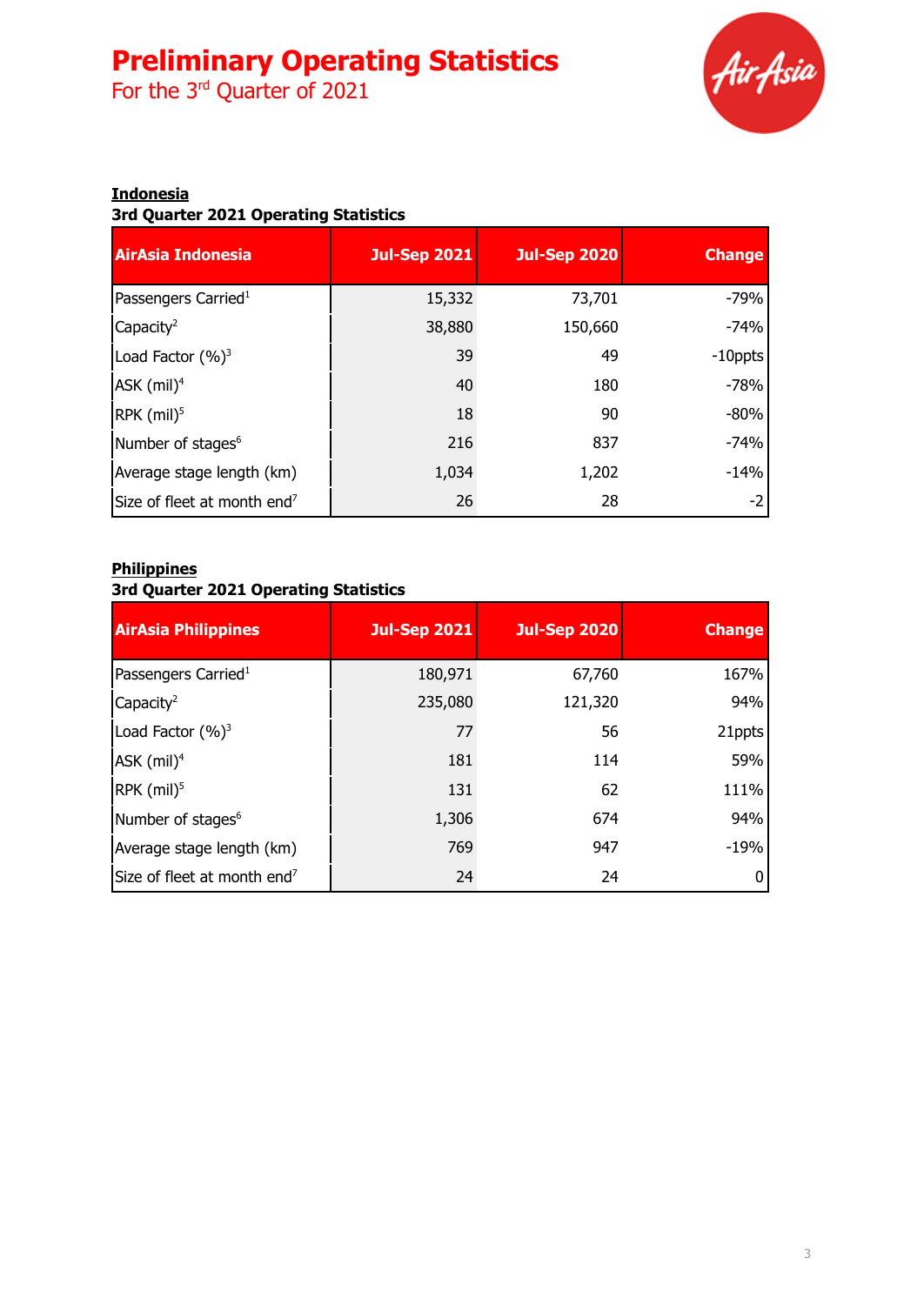# Preliminary Operating Statistics

For the 3rd Quarter of 2021

**Indonesia**

**3rd Quarter 2021 Operating Statistics**

| AirAsia Indonesia | Jul-Sep 2021 | Jul-Sep 2020 | Change |
|---|---|---|---|
| Passengers Carried[1] | 15,332 | 73,701 | -79% |
| Capacity[2] | 38,880 | 150,660 | -74% |
| Load Factor (%)[3] | 39 | 49 | -10ppts |
| ASK (mil)[4] | 40 | 180 | -78% |
| RPK (mil)[5] | 18 | 90 | -80% |
| Number of stages[6] | 216 | 837 | -74% |
| Average stage length (km) | 1,034 | 1,202 | -14% |
| Size of fleet at month end[7] | 26 | 28 | -2 |

**Philippines**

**3rd Quarter 2021 Operating Statistics**

| AirAsia Philippines | Jul-Sep 2021 | Jul-Sep 2020 | Change |
|---|---|---|---|
| Passengers Carried[1] | 180,971 | 67,760 | 167% |
| Capacity[2] | 235,080 | 121,320 | 94% |
| Load Factor (%)[3] | 77 | 56 | 21ppts |
| ASK (mil)[4] | 181 | 114 | 59% |
| RPK (mil)[5] | 131 | 62 | 111% |
| Number of stages[6] | 1,306 | 674 | 94% |
| Average stage length (km) | 769 | 947 | -19% |
| Size of fleet at month end[7] | 24 | 24 | 0 |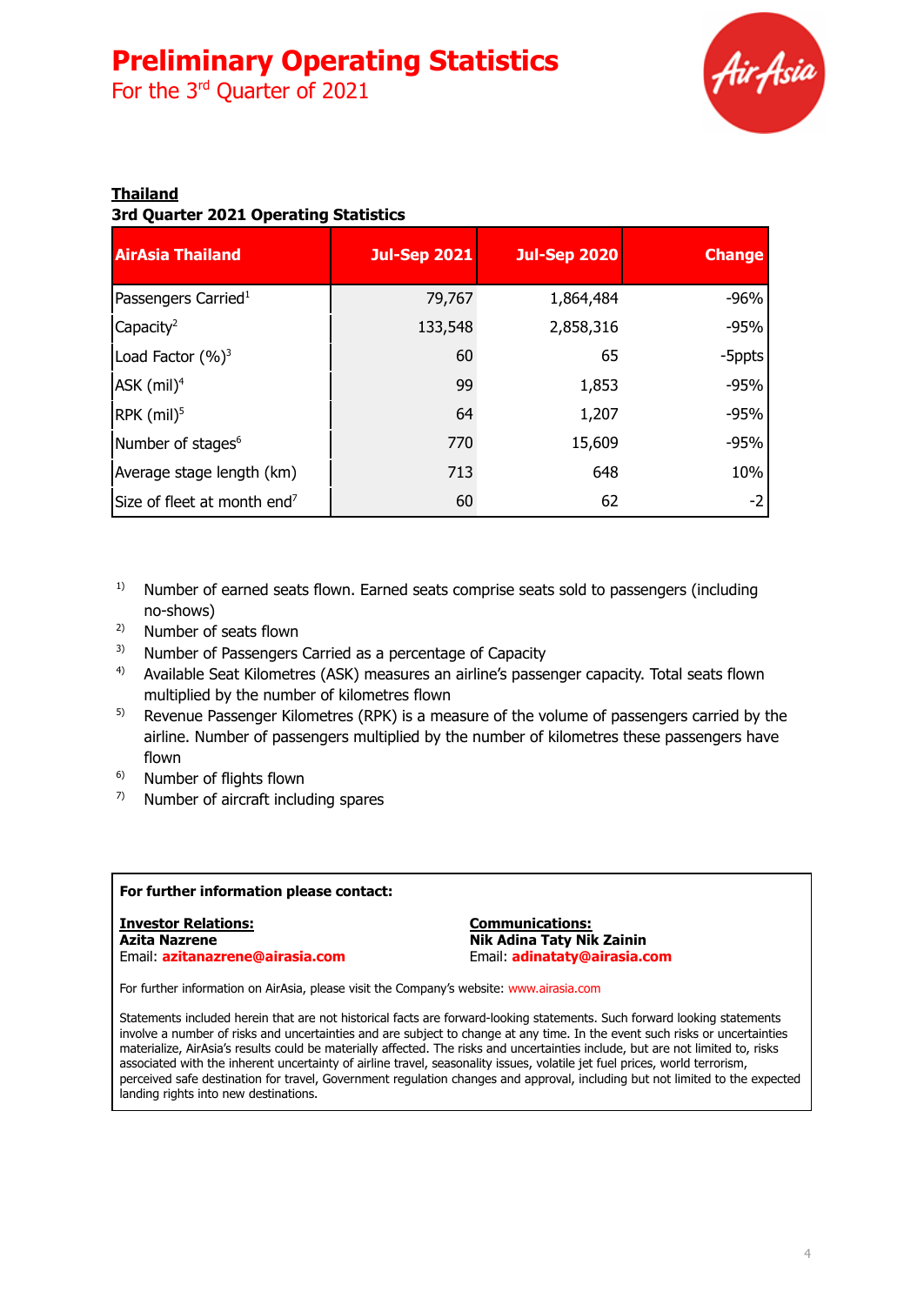# Preliminary Operating Statistics

For the 3rd Quarter of 2021

**Thailand**

**3rd Quarter 2021 Operating Statistics**

| AirAsia Thailand | Jul-Sep 2021 | Jul-Sep 2020 | Change |
|---|---|---|---|
| Passengers Carried[1] | 79,767 | 1,864,484 | -96% |
| Capacity[2] | 133,548 | 2,858,316 | -95% |
| Load Factor (%)[3] | 60 | 65 | -5ppts |
| ASK (mil)[4] | 99 | 1,853 | -95% |
| RPK (mil)[5] | 64 | 1,207 | -95% |
| Number of stages[6] | 770 | 15,609 | -95% |
| Average stage length (km) | 713 | 648 | 10% |
| Size of fleet at month end[7] | 60 | 62 | -2 |

1) Number of earned seats flown. Earned seats comprise seats sold to passengers (including no-shows)
2) Number of seats flown
3) Number of Passengers Carried as a percentage of Capacity
4) Available Seat Kilometres (ASK) measures an airline's passenger capacity. Total seats flown multiplied by the number of kilometres flown
5) Revenue Passenger Kilometres (RPK) is a measure of the volume of passengers carried by the airline. Number of passengers multiplied by the number of kilometres these passengers have flown
6) Number of flights flown
7) Number of aircraft including spares

**For further information please contact:**

**Investor Relations:**
**Azita Nazrene**
Email: **azitanazrene@airasia.com**

**Communications:**
**Nik Adina Taty Nik Zainin**
Email: **adinataty@airasia.com**

For further information on AirAsia, please visit the Company's website: www.airasia.com

Statements included herein that are not historical facts are forward-looking statements. Such forward looking statements involve a number of risks and uncertainties and are subject to change at any time. In the event such risks or uncertainties materialize, AirAsia's results could be materially affected. The risks and uncertainties include, but are not limited to, risks associated with the inherent uncertainty of airline travel, seasonality issues, volatile jet fuel prices, world terrorism, perceived safe destination for travel, Government regulation changes and approval, including but not limited to the expected landing rights into new destinations.